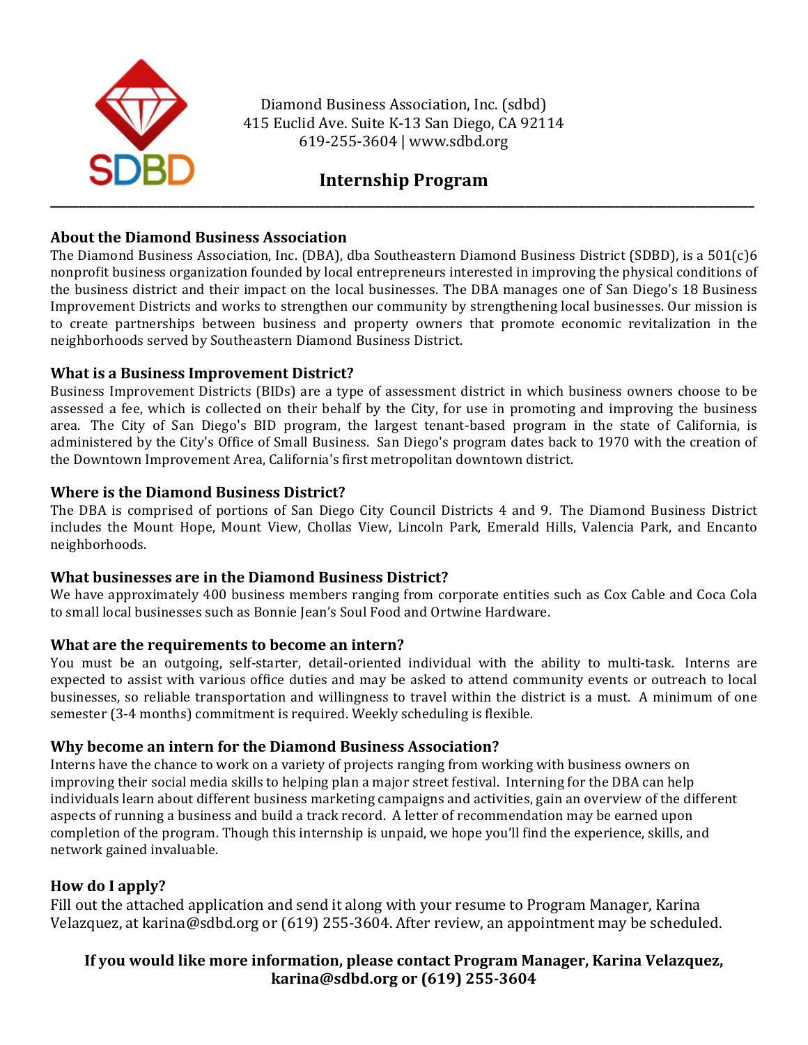Diamond Business Association, Inc. (sdbd)
415 Euclid Ave. Suite K-13 San Diego, CA 92114
619-255-3604 | www.sdbd.org

# Internship Program

---

## About the Diamond Business Association

The Diamond Business Association, Inc. (DBA), dba Southeastern Diamond Business District (SDBD), is a 501(c)6 nonprofit business organization founded by local entrepreneurs interested in improving the physical conditions of the business district and their impact on the local businesses. The DBA manages one of San Diego's 18 Business Improvement Districts and works to strengthen our community by strengthening local businesses. Our mission is to create partnerships between business and property owners that promote economic revitalization in the neighborhoods served by Southeastern Diamond Business District.

## What is a Business Improvement District?

Business Improvement Districts (BIDs) are a type of assessment district in which business owners choose to be assessed a fee, which is collected on their behalf by the City, for use in promoting and improving the business area. The City of San Diego's BID program, the largest tenant-based program in the state of California, is administered by the City's Office of Small Business. San Diego's program dates back to 1970 with the creation of the Downtown Improvement Area, California's first metropolitan downtown district.

## Where is the Diamond Business District?

The DBA is comprised of portions of San Diego City Council Districts 4 and 9. The Diamond Business District includes the Mount Hope, Mount View, Chollas View, Lincoln Park, Emerald Hills, Valencia Park, and Encanto neighborhoods.

## What businesses are in the Diamond Business District?

We have approximately 400 business members ranging from corporate entities such as Cox Cable and Coca Cola to small local businesses such as Bonnie Jean's Soul Food and Ortwine Hardware.

## What are the requirements to become an intern?

You must be an outgoing, self-starter, detail-oriented individual with the ability to multi-task. Interns are expected to assist with various office duties and may be asked to attend community events or outreach to local businesses, so reliable transportation and willingness to travel within the district is a must. A minimum of one semester (3-4 months) commitment is required. Weekly scheduling is flexible.

## Why become an intern for the Diamond Business Association?

Interns have the chance to work on a variety of projects ranging from working with business owners on improving their social media skills to helping plan a major street festival. Interning for the DBA can help individuals learn about different business marketing campaigns and activities, gain an overview of the different aspects of running a business and build a track record. A letter of recommendation may be earned upon completion of the program. Though this internship is unpaid, we hope you'll find the experience, skills, and network gained invaluable.

## How do I apply?

Fill out the attached application and send it along with your resume to Program Manager, Karina Velazquez, at karina@sdbd.org or (619) 255-3604. After review, an appointment may be scheduled.

**If you would like more information, please contact Program Manager, Karina Velazquez, karina@sdbd.org or (619) 255-3604**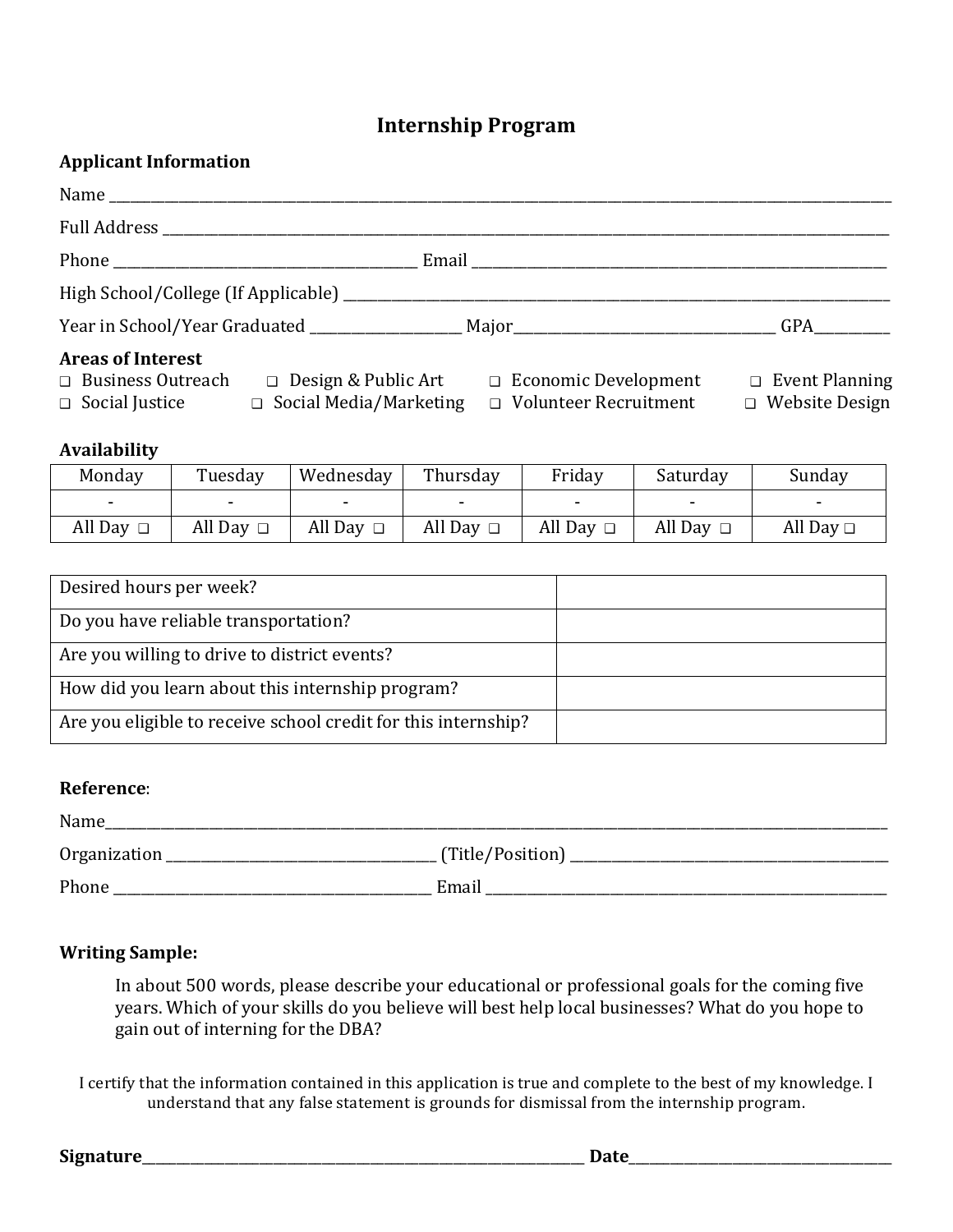## Internship Program

**Applicant Information**

Name ______________________________________________________________________________

Full Address ________________________________________________________________________

Phone ______________________________ Email ______________________________________

High School/College (If Applicable) _____________________________________________________

Year in School/Year Graduated ________________ Major___________________________ GPA________

**Areas of Interest**

❑ Business Outreach ❑ Design & Public Art ❑ Economic Development ❑ Event Planning
❑ Social Justice ❑ Social Media/Marketing ❑ Volunteer Recruitment ❑ Website Design

**Availability**

| Monday | Tuesday | Wednesday | Thursday | Friday | Saturday | Sunday |
|---|---|---|---|---|---|---|
| - | - | - | - | - | - | - |
| All Day ❑ | All Day ❑ | All Day ❑ | All Day ❑ | All Day ❑ | All Day ❑ | All Day ❑ |

| | |
|---|---|
| Desired hours per week? | |
| Do you have reliable transportation? | |
| Are you willing to drive to district events? | |
| How did you learn about this internship program? | |
| Are you eligible to receive school credit for this internship? | |

**Reference**:

Name______________________________________________________________________________

Organization ____________________________ (Title/Position) ___________________________________

Phone _______________________________ Email ________________________________________

**Writing Sample:**

In about 500 words, please describe your educational or professional goals for the coming five years. Which of your skills do you believe will best help local businesses? What do you hope to gain out of interning for the DBA?

I certify that the information contained in this application is true and complete to the best of my knowledge. I understand that any false statement is grounds for dismissal from the internship program.

**Signature**_____________________________________________ **Date**___________________________